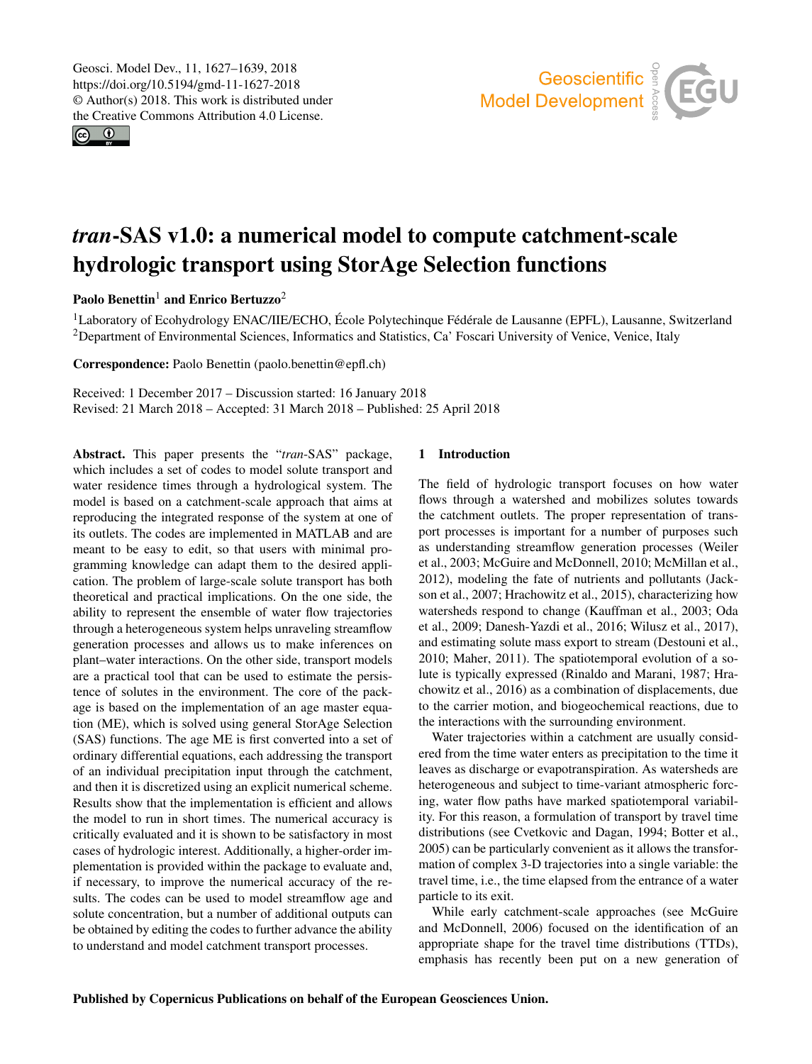# *tran*-SAS v1.0: a numerical model to compute catchment-scale hydrologic transport using StorAge Selection functions

**Paolo Benettin**[1] **and Enrico Bertuzzo**[2]

[1]Laboratory of Ecohydrology ENAC/IIE/ECHO, École Polytechinque Fédérale de Lausanne (EPFL), Lausanne, Switzerland
[2]Department of Environmental Sciences, Informatics and Statistics, Ca' Foscari University of Venice, Venice, Italy

**Correspondence:** Paolo Benettin (paolo.benettin@epfl.ch)

Received: 1 December 2017 – Discussion started: 16 January 2018
Revised: 21 March 2018 – Accepted: 31 March 2018 – Published: 25 April 2018

**Abstract.** This paper presents the "*tran*-SAS" package, which includes a set of codes to model solute transport and water residence times through a hydrological system. The model is based on a catchment-scale approach that aims at reproducing the integrated response of the system at one of its outlets. The codes are implemented in MATLAB and are meant to be easy to edit, so that users with minimal programming knowledge can adapt them to the desired application. The problem of large-scale solute transport has both theoretical and practical implications. On the one side, the ability to represent the ensemble of water flow trajectories through a heterogeneous system helps unraveling streamflow generation processes and allows us to make inferences on plant–water interactions. On the other side, transport models are a practical tool that can be used to estimate the persistence of solutes in the environment. The core of the package is based on the implementation of an age master equation (ME), which is solved using general StorAge Selection (SAS) functions. The age ME is first converted into a set of ordinary differential equations, each addressing the transport of an individual precipitation input through the catchment, and then it is discretized using an explicit numerical scheme. Results show that the implementation is efficient and allows the model to run in short times. The numerical accuracy is critically evaluated and it is shown to be satisfactory in most cases of hydrologic interest. Additionally, a higher-order implementation is provided within the package to evaluate and, if necessary, to improve the numerical accuracy of the results. The codes can be used to model streamflow age and solute concentration, but a number of additional outputs can be obtained by editing the codes to further advance the ability to understand and model catchment transport processes.

## 1 Introduction

The field of hydrologic transport focuses on how water flows through a watershed and mobilizes solutes towards the catchment outlets. The proper representation of transport processes is important for a number of purposes such as understanding streamflow generation processes (Weiler et al., 2003; McGuire and McDonnell, 2010; McMillan et al., 2012), modeling the fate of nutrients and pollutants (Jackson et al., 2007; Hrachowitz et al., 2015), characterizing how watersheds respond to change (Kauffman et al., 2003; Oda et al., 2009; Danesh-Yazdi et al., 2016; Wilusz et al., 2017), and estimating solute mass export to stream (Destouni et al., 2010; Maher, 2011). The spatiotemporal evolution of a solute is typically expressed (Rinaldo and Marani, 1987; Hrachowitz et al., 2016) as a combination of displacements, due to the carrier motion, and biogeochemical reactions, due to the interactions with the surrounding environment.

Water trajectories within a catchment are usually considered from the time water enters as precipitation to the time it leaves as discharge or evapotranspiration. As watersheds are heterogeneous and subject to time-variant atmospheric forcing, water flow paths have marked spatiotemporal variability. For this reason, a formulation of transport by travel time distributions (see Cvetkovic and Dagan, 1994; Botter et al., 2005) can be particularly convenient as it allows the transformation of complex 3-D trajectories into a single variable: the travel time, i.e., the time elapsed from the entrance of a water particle to its exit.

While early catchment-scale approaches (see McGuire and McDonnell, 2006) focused on the identification of an appropriate shape for the travel time distributions (TTDs), emphasis has recently been put on a new generation of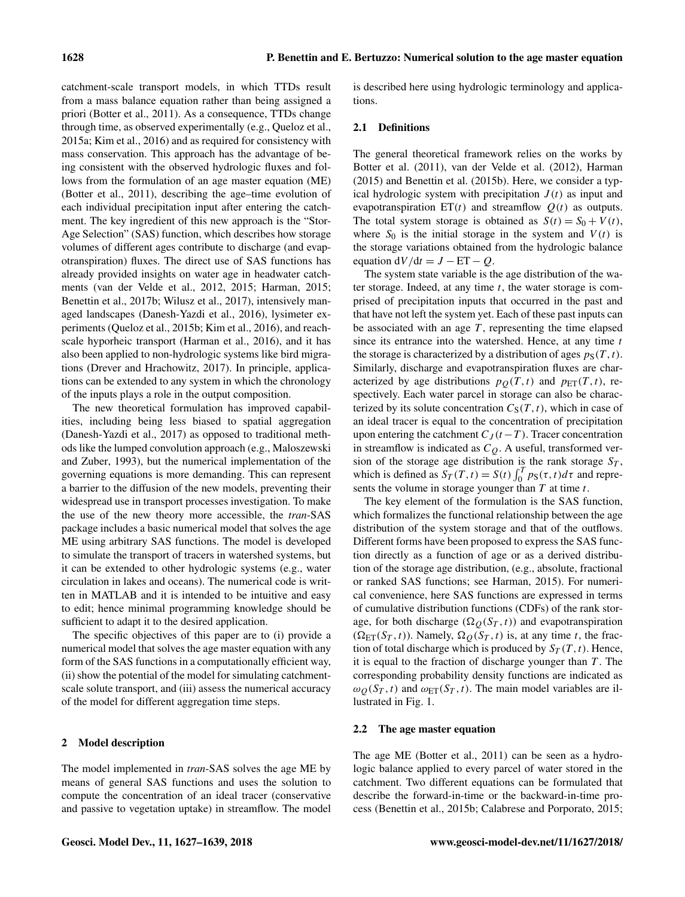catchment-scale transport models, in which TTDs result from a mass balance equation rather than being assigned a priori (Botter et al., 2011). As a consequence, TTDs change through time, as observed experimentally (e.g., Queloz et al., 2015a; Kim et al., 2016) and as required for consistency with mass conservation. This approach has the advantage of being consistent with the observed hydrologic fluxes and follows from the formulation of an age master equation (ME) (Botter et al., 2011), describing the age–time evolution of each individual precipitation input after entering the catchment. The key ingredient of this new approach is the "StorAge Selection" (SAS) function, which describes how storage volumes of different ages contribute to discharge (and evapotranspiration) fluxes. The direct use of SAS functions has already provided insights on water age in headwater catchments (van der Velde et al., 2012, 2015; Harman, 2015; Benettin et al., 2017b; Wilusz et al., 2017), intensively managed landscapes (Danesh-Yazdi et al., 2016), lysimeter experiments (Queloz et al., 2015b; Kim et al., 2016), and reach-scale hyporheic transport (Harman et al., 2016), and it has also been applied to non-hydrologic systems like bird migrations (Drever and Hrachowitz, 2017). In principle, applications can be extended to any system in which the chronology of the inputs plays a role in the output composition.

The new theoretical formulation has improved capabilities, including being less biased to spatial aggregation (Danesh-Yazdi et al., 2017) as opposed to traditional methods like the lumped convolution approach (e.g., Maloszewski and Zuber, 1993), but the numerical implementation of the governing equations is more demanding. This can represent a barrier to the diffusion of the new models, preventing their widespread use in transport processes investigation. To make the use of the new theory more accessible, the *tran*-SAS package includes a basic numerical model that solves the age ME using arbitrary SAS functions. The model is developed to simulate the transport of tracers in watershed systems, but it can be extended to other hydrologic systems (e.g., water circulation in lakes and oceans). The numerical code is written in MATLAB and it is intended to be intuitive and easy to edit; hence minimal programming knowledge should be sufficient to adapt it to the desired application.

The specific objectives of this paper are to (i) provide a numerical model that solves the age master equation with any form of the SAS functions in a computationally efficient way, (ii) show the potential of the model for simulating catchment-scale solute transport, and (iii) assess the numerical accuracy of the model for different aggregation time steps.

## 2 Model description

The model implemented in *tran*-SAS solves the age ME by means of general SAS functions and uses the solution to compute the concentration of an ideal tracer (conservative and passive to vegetation uptake) in streamflow. The model is described here using hydrologic terminology and applications.

### 2.1 Definitions

The general theoretical framework relies on the works by Botter et al. (2011), van der Velde et al. (2012), Harman (2015) and Benettin et al. (2015b). Here, we consider a typical hydrologic system with precipitation $J(t)$ as input and evapotranspiration $\mathrm{ET}(t)$ and streamflow $Q(t)$ as outputs. The total system storage is obtained as $S(t) = S_0 + V(t)$, where $S_0$ is the initial storage in the system and $V(t)$ is the storage variations obtained from the hydrologic balance equation $\mathrm{d}V/\mathrm{d}t = J - \mathrm{ET} - Q$.

The system state variable is the age distribution of the water storage. Indeed, at any time $t$, the water storage is comprised of precipitation inputs that occurred in the past and that have not left the system yet. Each of these past inputs can be associated with an age $T$, representing the time elapsed since its entrance into the watershed. Hence, at any time $t$ the storage is characterized by a distribution of ages $p_S(T,t)$. Similarly, discharge and evapotranspiration fluxes are characterized by age distributions $p_Q(T,t)$ and $p_{\mathrm{ET}}(T,t)$, respectively. Each water parcel in storage can also be characterized by its solute concentration $C_S(T,t)$, which in case of an ideal tracer is equal to the concentration of precipitation upon entering the catchment $C_J(t-T)$. Tracer concentration in streamflow is indicated as $C_Q$. A useful, transformed version of the storage age distribution is the rank storage $S_T$, which is defined as $S_T(T,t) = S(t)\int_0^T p_S(\tau,t)d\tau$ and represents the volume in storage younger than $T$ at time $t$.

The key element of the formulation is the SAS function, which formalizes the functional relationship between the age distribution of the system storage and that of the outflows. Different forms have been proposed to express the SAS function directly as a function of age or as a derived distribution of the storage age distribution, (e.g., absolute, fractional or ranked SAS functions; see Harman, 2015). For numerical convenience, here SAS functions are expressed in terms of cumulative distribution functions (CDFs) of the rank storage, for both discharge ($\Omega_Q(S_T,t)$) and evapotranspiration ($\Omega_{\mathrm{ET}}(S_T,t)$). Namely, $\Omega_Q(S_T,t)$ is, at any time $t$, the fraction of total discharge which is produced by $S_T(T,t)$. Hence, it is equal to the fraction of discharge younger than $T$. The corresponding probability density functions are indicated as $\omega_Q(S_T,t)$ and $\omega_{\mathrm{ET}}(S_T,t)$. The main model variables are illustrated in Fig. 1.

### 2.2 The age master equation

The age ME (Botter et al., 2011) can be seen as a hydrologic balance applied to every parcel of water stored in the catchment. Two different equations can be formulated that describe the forward-in-time or the backward-in-time process (Benettin et al., 2015b; Calabrese and Porporato, 2015;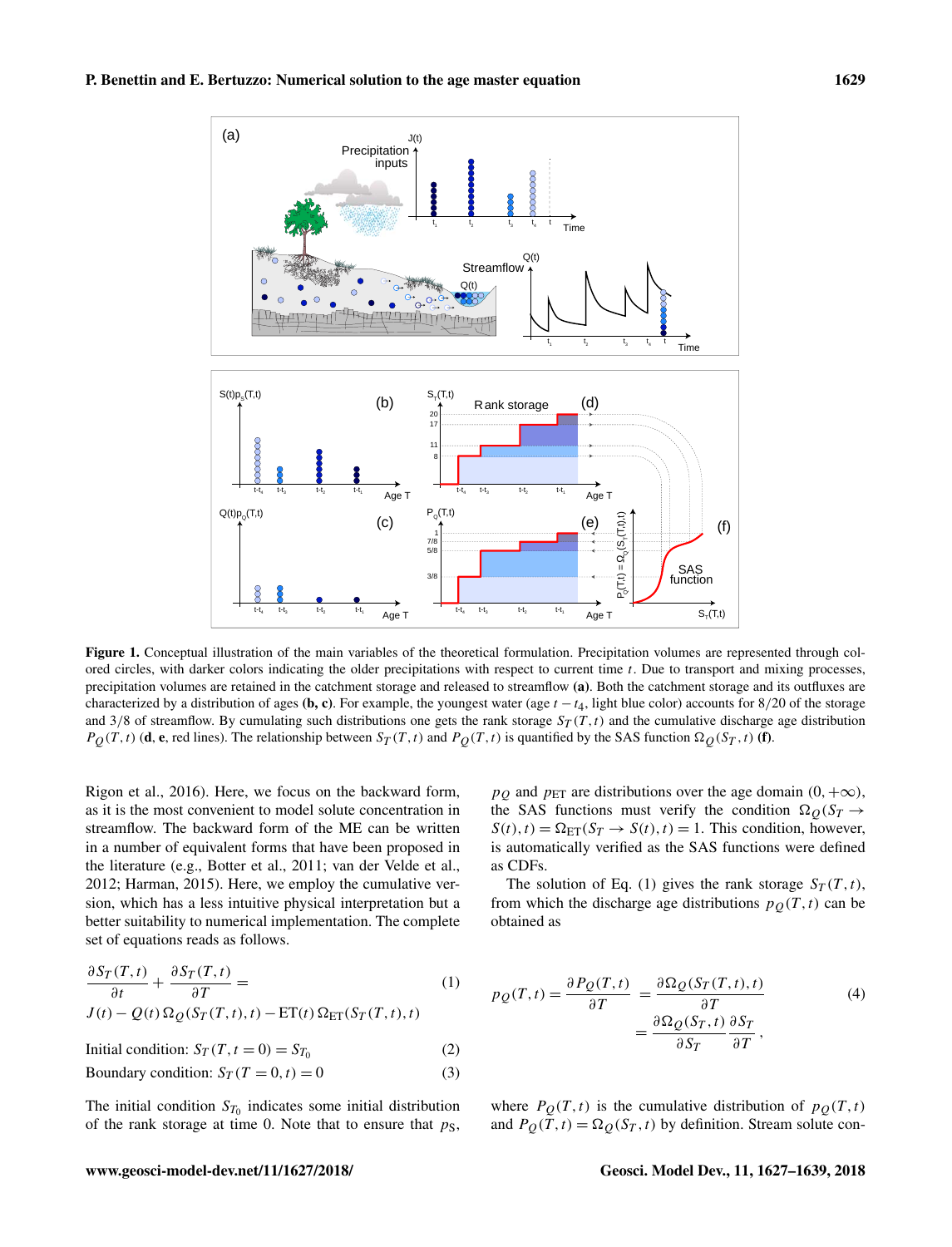**Figure 1.** Conceptual illustration of the main variables of the theoretical formulation. Precipitation volumes are represented through colored circles, with darker colors indicating the older precipitations with respect to current time $t$. Due to transport and mixing processes, precipitation volumes are retained in the catchment storage and released to streamflow **(a)**. Both the catchment storage and its outfluxes are characterized by a distribution of ages **(b, c)**. For example, the youngest water (age $t - t_4$, light blue color) accounts for 8/20 of the storage and 3/8 of streamflow. By cumulating such distributions one gets the rank storage $S_T(T,t)$ and the cumulative discharge age distribution $P_Q(T,t)$ (**d, e**, red lines). The relationship between $S_T(T,t)$ and $P_Q(T,t)$ is quantified by the SAS function $\Omega_Q(S_T,t)$ **(f)**.

Rigon et al., 2016). Here, we focus on the backward form, as it is the most convenient to model solute concentration in streamflow. The backward form of the ME can be written in a number of equivalent forms that have been proposed in the literature (e.g., Botter et al., 2011; van der Velde et al., 2012; Harman, 2015). Here, we employ the cumulative version, which has a less intuitive physical interpretation but a better suitability to numerical implementation. The complete set of equations reads as follows.

$$\frac{\partial S_T(T,t)}{\partial t} + \frac{\partial S_T(T,t)}{\partial T} = J(t) - Q(t)\,\Omega_Q(S_T(T,t),t) - \mathrm{ET}(t)\,\Omega_{\mathrm{ET}}(S_T(T,t),t) \tag{1}$$

$$\text{Initial condition: } S_T(T, t=0) = S_{T_0} \tag{2}$$

$$\text{Boundary condition: } S_T(T=0, t) = 0 \tag{3}$$

The initial condition $S_{T_0}$ indicates some initial distribution of the rank storage at time 0. Note that to ensure that $p_S$, $p_Q$ and $p_{\mathrm{ET}}$ are distributions over the age domain $(0,+\infty)$, the SAS functions must verify the condition $\Omega_Q(S_T \to S(t),t) = \Omega_{\mathrm{ET}}(S_T \to S(t),t) = 1$. This condition, however, is automatically verified as the SAS functions were defined as CDFs.

The solution of Eq. (1) gives the rank storage $S_T(T,t)$, from which the discharge age distributions $p_Q(T,t)$ can be obtained as

$$p_Q(T,t) = \frac{\partial P_Q(T,t)}{\partial T} = \frac{\partial \Omega_Q(S_T(T,t),t)}{\partial T} = \frac{\partial \Omega_Q(S_T,t)}{\partial S_T}\frac{\partial S_T}{\partial T}, \tag{4}$$

where $P_Q(T,t)$ is the cumulative distribution of $p_Q(T,t)$ and $P_Q(T,t) = \Omega_Q(S_T,t)$ by definition. Stream solute con-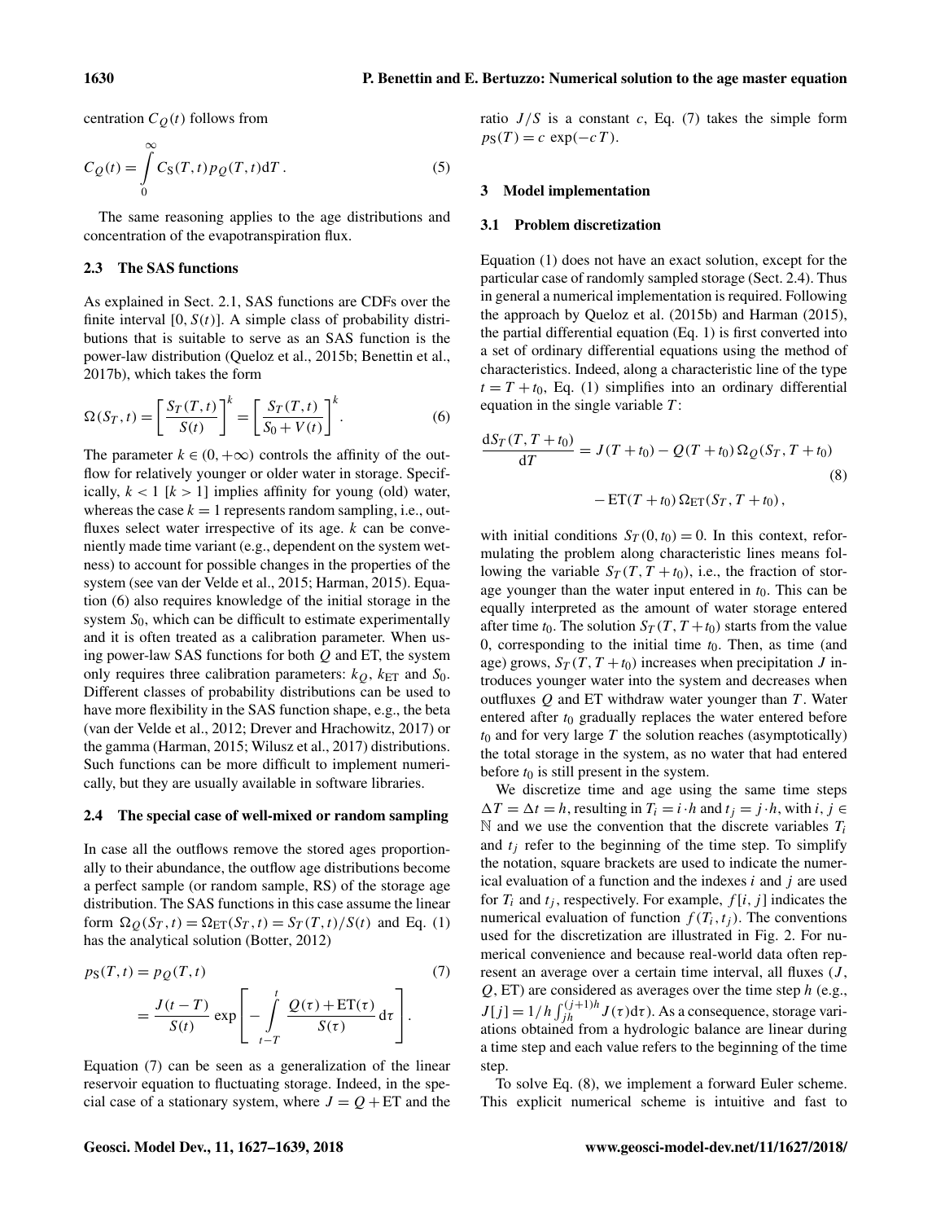centration $C_Q(t)$ follows from

$$C_Q(t) = \int_0^\infty C_S(T,t) p_Q(T,t) \mathrm{d}T\,. \tag{5}$$

The same reasoning applies to the age distributions and concentration of the evapotranspiration flux.

### 2.3 The SAS functions

As explained in Sect. 2.1, SAS functions are CDFs over the finite interval $[0, S(t)]$. A simple class of probability distributions that is suitable to serve as an SAS function is the power-law distribution (Queloz et al., 2015b; Benettin et al., 2017b), which takes the form

$$\Omega(S_T, t) = \left[\frac{S_T(T,t)}{S(t)}\right]^k = \left[\frac{S_T(T,t)}{S_0 + V(t)}\right]^k. \tag{6}$$

The parameter $k \in (0, +\infty)$ controls the affinity of the outflow for relatively younger or older water in storage. Specifically, $k < 1$ [$k > 1$] implies affinity for young (old) water, whereas the case $k = 1$ represents random sampling, i.e., outfluxes select water irrespective of its age. $k$ can be conveniently made time variant (e.g., dependent on the system wetness) to account for possible changes in the properties of the system (see van der Velde et al., 2015; Harman, 2015). Equation (6) also requires knowledge of the initial storage in the system $S_0$, which can be difficult to estimate experimentally and it is often treated as a calibration parameter. When using power-law SAS functions for both $Q$ and ET, the system only requires three calibration parameters: $k_Q$, $k_{\mathrm{ET}}$ and $S_0$. Different classes of probability distributions can be used to have more flexibility in the SAS function shape, e.g., the beta (van der Velde et al., 2012; Drever and Hrachowitz, 2017) or the gamma (Harman, 2015; Wilusz et al., 2017) distributions. Such functions can be more difficult to implement numerically, but they are usually available in software libraries.

### 2.4 The special case of well-mixed or random sampling

In case all the outflows remove the stored ages proportionally to their abundance, the outflow age distributions become a perfect sample (or random sample, RS) of the storage age distribution. The SAS functions in this case assume the linear form $\Omega_Q(S_T,t) = \Omega_{\mathrm{ET}}(S_T,t) = S_T(T,t)/S(t)$ and Eq. (1) has the analytical solution (Botter, 2012)

$$\begin{aligned} p_S(T,t) &= p_Q(T,t) \\ &= \frac{J(t-T)}{S(t)} \exp\left[-\int_{t-T}^{t} \frac{Q(\tau) + \mathrm{ET}(\tau)}{S(\tau)} \mathrm{d}\tau\right]. \end{aligned} \tag{7}$$

Equation (7) can be seen as a generalization of the linear reservoir equation to fluctuating storage. Indeed, in the special case of a stationary system, where $J = Q + \mathrm{ET}$ and the ratio $J/S$ is a constant $c$, Eq. (7) takes the simple form $p_S(T) = c\,\exp(-cT)$.

## 3 Model implementation

### 3.1 Problem discretization

Equation (1) does not have an exact solution, except for the particular case of randomly sampled storage (Sect. 2.4). Thus in general a numerical implementation is required. Following the approach by Queloz et al. (2015b) and Harman (2015), the partial differential equation (Eq. 1) is first converted into a set of ordinary differential equations using the method of characteristics. Indeed, along a characteristic line of the type $t = T + t_0$, Eq. (1) simplifies into an ordinary differential equation in the single variable $T$:

$$\begin{aligned} \frac{\mathrm{d}S_T(T, T+t_0)}{\mathrm{d}T} &= J(T+t_0) - Q(T+t_0)\,\Omega_Q(S_T, T+t_0) \\ &\quad - \mathrm{ET}(T+t_0)\,\Omega_{\mathrm{ET}}(S_T, T+t_0)\,, \end{aligned} \tag{8}$$

with initial conditions $S_T(0, t_0) = 0$. In this context, reformulating the problem along characteristic lines means following the variable $S_T(T, T+t_0)$, i.e., the fraction of storage younger than the water input entered in $t_0$. This can be equally interpreted as the amount of water storage entered after time $t_0$. The solution $S_T(T, T+t_0)$ starts from the value 0, corresponding to the initial time $t_0$. Then, as time (and age) grows, $S_T(T, T+t_0)$ increases when precipitation $J$ introduces younger water into the system and decreases when outfluxes $Q$ and ET withdraw water younger than $T$. Water entered after $t_0$ gradually replaces the water entered before $t_0$ and for very large $T$ the solution reaches (asymptotically) the total storage in the system, as no water that had entered before $t_0$ is still present in the system.

We discretize time and age using the same time steps $\Delta T = \Delta t = h$, resulting in $T_i = i \cdot h$ and $t_j = j \cdot h$, with $i, j \in \mathbb{N}$ and we use the convention that the discrete variables $T_i$ and $t_j$ refer to the beginning of the time step. To simplify the notation, square brackets are used to indicate the numerical evaluation of a function and the indexes $i$ and $j$ are used for $T_i$ and $t_j$, respectively. For example, $f[i,j]$ indicates the numerical evaluation of function $f(T_i, t_j)$. The conventions used for the discretization are illustrated in Fig. 2. For numerical convenience and because real-world data often represent an average over a certain time interval, all fluxes ($J$, $Q$, ET) are considered as averages over the time step $h$ (e.g., $J[j] = 1/h \int_{jh}^{(j+1)h} J(\tau)\mathrm{d}\tau$). As a consequence, storage variations obtained from a hydrologic balance are linear during a time step and each value refers to the beginning of the time step.

To solve Eq. (8), we implement a forward Euler scheme. This explicit numerical scheme is intuitive and fast to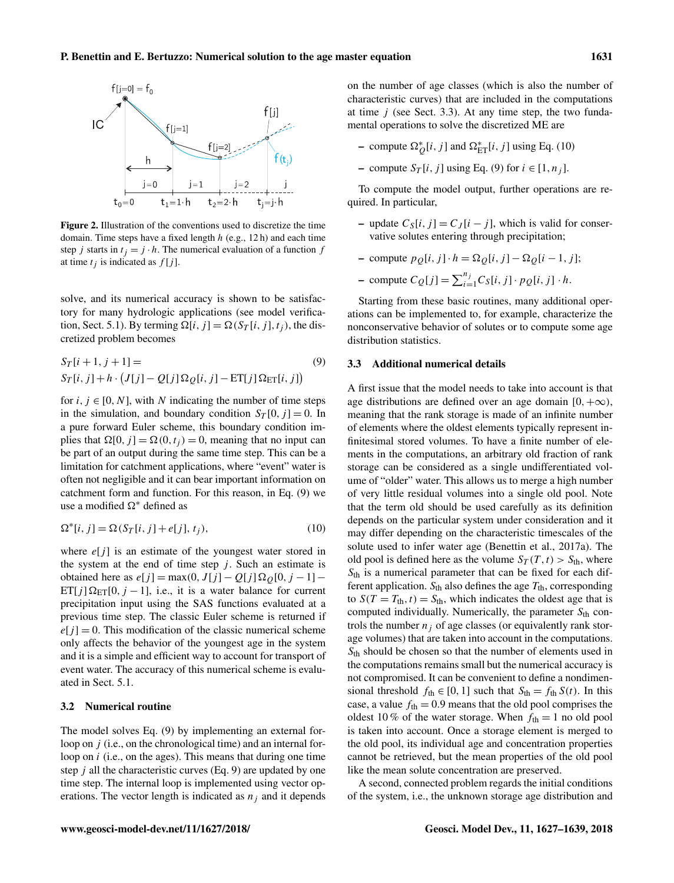Figure 2. Illustration of the conventions used to discretize the time domain. Time steps have a fixed length $h$ (e.g., 12 h) and each time step $j$ starts in $t_j = j \cdot h$. The numerical evaluation of a function $f$ at time $t_j$ is indicated as $f[j]$.

solve, and its numerical accuracy is shown to be satisfactory for many hydrologic applications (see model verification, Sect. 5.1). By terming $\Omega[i,j] = \Omega(S_T[i,j], t_j)$, the discretized problem becomes

$$S_T[i+1, j+1] = S_T[i,j] + h \cdot \left(J[j] - Q[j]\,\Omega_Q[i,j] - \mathrm{ET}[j]\,\Omega_{\mathrm{ET}}[i,j]\right) \tag{9}$$

for $i, j \in [0, N]$, with $N$ indicating the number of time steps in the simulation, and boundary condition $S_T[0, j] = 0$. In a pure forward Euler scheme, this boundary condition implies that $\Omega[0, j] = \Omega(0, t_j) = 0$, meaning that no input can be part of an output during the same time step. This can be a limitation for catchment applications, where "event" water is often not negligible and it can bear important information on catchment form and function. For this reason, in Eq. (9) we use a modified $\Omega^*$ defined as

$$\Omega^*[i,j] = \Omega(S_T[i,j] + e[j],\, t_j), \tag{10}$$

where $e[j]$ is an estimate of the youngest water stored in the system at the end of time step $j$. Such an estimate is obtained here as $e[j] = \max(0, J[j] - Q[j]\,\Omega_Q[0, j-1] - \mathrm{ET}[j]\,\Omega_{\mathrm{ET}}[0, j-1]$, i.e., it is a water balance for current precipitation input using the SAS functions evaluated at a previous time step. The classic Euler scheme is returned if $e[j] = 0$. This modification of the classic numerical scheme only affects the behavior of the youngest age in the system and it is a simple and efficient way to account for transport of event water. The accuracy of this numerical scheme is evaluated in Sect. 5.1.

### 3.2 Numerical routine

The model solves Eq. (9) by implementing an external for-loop on $j$ (i.e., on the chronological time) and an internal for-loop on $i$ (i.e., on the ages). This means that during one time step $j$ all the characteristic curves (Eq. 9) are updated by one time step. The internal loop is implemented using vector operations. The vector length is indicated as $n_j$ and it depends on the number of age classes (which is also the number of characteristic curves) that are included in the computations at time $j$ (see Sect. 3.3). At any time step, the two fundamental operations to solve the discretized ME are

- compute $\Omega^*_Q[i,j]$ and $\Omega^*_{\mathrm{ET}}[i,j]$ using Eq. (10)
- compute $S_T[i,j]$ using Eq. (9) for $i \in [1, n_j]$.

To compute the model output, further operations are required. In particular,

- update $C_S[i,j] = C_J[i-j]$, which is valid for conservative solutes entering through precipitation;
- compute $p_Q[i,j] \cdot h = \Omega_Q[i,j] - \Omega_Q[i-1,j]$;
- compute $C_Q[j] = \sum_{i=1}^{n_j} C_S[i,j] \cdot p_Q[i,j] \cdot h$.

Starting from these basic routines, many additional operations can be implemented to, for example, characterize the nonconservative behavior of solutes or to compute some age distribution statistics.

### 3.3 Additional numerical details

A first issue that the model needs to take into account is that age distributions are defined over an age domain $[0, +\infty)$, meaning that the rank storage is made of an infinite number of elements where the oldest elements typically represent infinitesimal stored volumes. To have a finite number of elements in the computations, an arbitrary old fraction of rank storage can be considered as a single undifferentiated volume of "older" water. This allows us to merge a high number of very little residual volumes into a single old pool. Note that the term old should be used carefully as its definition depends on the particular system under consideration and it may differ depending on the characteristic timescales of the solute used to infer water age (Benettin et al., 2017a). The old pool is defined here as the volume $S_T(T,t) > S_{\mathrm{th}}$, where $S_{\mathrm{th}}$ is a numerical parameter that can be fixed for each different application. $S_{\mathrm{th}}$ also defines the age $T_{\mathrm{th}}$, corresponding to $S(T = T_{\mathrm{th}}, t) = S_{\mathrm{th}}$, which indicates the oldest age that is computed individually. Numerically, the parameter $S_{\mathrm{th}}$ controls the number $n_j$ of age classes (or equivalently rank storage volumes) that are taken into account in the computations. $S_{\mathrm{th}}$ should be chosen so that the number of elements used in the computations remains small but the numerical accuracy is not compromised. It can be convenient to define a nondimensional threshold $f_{\mathrm{th}} \in [0,1]$ such that $S_{\mathrm{th}} = f_{\mathrm{th}}\,S(t)$. In this case, a value $f_{\mathrm{th}} = 0.9$ means that the old pool comprises the oldest 10 % of the water storage. When $f_{\mathrm{th}} = 1$ no old pool is taken into account. Once a storage element is merged to the old pool, its individual age and concentration properties cannot be retrieved, but the mean properties of the old pool like the mean solute concentration are preserved.

A second, connected problem regards the initial conditions of the system, i.e., the unknown storage age distribution and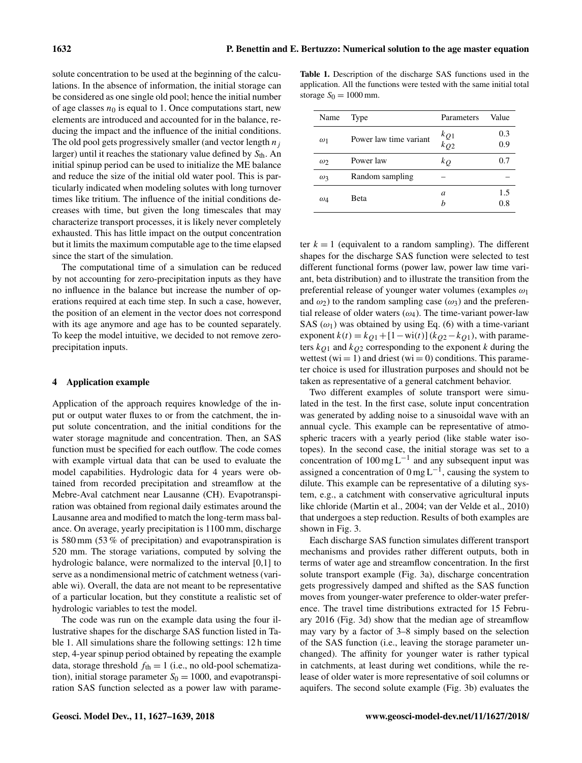solute concentration to be used at the beginning of the calculations. In the absence of information, the initial storage can be considered as one single old pool; hence the initial number of age classes $n_0$ is equal to 1. Once computations start, new elements are introduced and accounted for in the balance, reducing the impact and the influence of the initial conditions. The old pool gets progressively smaller (and vector length $n_j$ larger) until it reaches the stationary value defined by $S_{\text{th}}$. An initial spinup period can be used to initialize the ME balance and reduce the size of the initial old water pool. This is particularly indicated when modeling solutes with long turnover times like tritium. The influence of the initial conditions decreases with time, but given the long timescales that may characterize transport processes, it is likely never completely exhausted. This has little impact on the output concentration but it limits the maximum computable age to the time elapsed since the start of the simulation.

The computational time of a simulation can be reduced by not accounting for zero-precipitation inputs as they have no influence in the balance but increase the number of operations required at each time step. In such a case, however, the position of an element in the vector does not correspond with its age anymore and age has to be counted separately. To keep the model intuitive, we decided to not remove zero-precipitation inputs.

## 4 Application example

Application of the approach requires knowledge of the input or output water fluxes to or from the catchment, the input solute concentration, and the initial conditions for the water storage magnitude and concentration. Then, an SAS function must be specified for each outflow. The code comes with example virtual data that can be used to evaluate the model capabilities. Hydrologic data for 4 years were obtained from recorded precipitation and streamflow at the Mebre-Aval catchment near Lausanne (CH). Evapotranspiration was obtained from regional daily estimates around the Lausanne area and modified to match the long-term mass balance. On average, yearly precipitation is 1100 mm, discharge is 580 mm (53 % of precipitation) and evapotranspiration is 520 mm. The storage variations, computed by solving the hydrologic balance, were normalized to the interval [0,1] to serve as a nondimensional metric of catchment wetness (variable wi). Overall, the data are not meant to be representative of a particular location, but they constitute a realistic set of hydrologic variables to test the model.

The code was run on the example data using the four illustrative shapes for the discharge SAS function listed in Table 1. All simulations share the following settings: 12 h time step, 4-year spinup period obtained by repeating the example data, storage threshold $f_{\text{th}} = 1$ (i.e., no old-pool schematization), initial storage parameter $S_0 = 1000$, and evapotranspiration SAS function selected as a power law with parameter $k = 1$ (equivalent to a random sampling). The different shapes for the discharge SAS function were selected to test different functional forms (power law, power law time variant, beta distribution) and to illustrate the transition from the preferential release of younger water volumes (examples $\omega_1$ and $\omega_2$) to the random sampling case ($\omega_3$) and the preferential release of older waters ($\omega_4$). The time-variant power-law SAS ($\omega_1$) was obtained by using Eq. (6) with a time-variant exponent $k(t) = k_{Q1} + [1 - \text{wi}(t)](k_{Q2} - k_{Q1})$, with parameters $k_{Q1}$ and $k_{Q2}$ corresponding to the exponent $k$ during the wettest ($\text{wi} = 1$) and driest ($\text{wi} = 0$) conditions. This parameter choice is used for illustration purposes and should not be taken as representative of a general catchment behavior.

**Table 1.** Description of the discharge SAS functions used in the application. All the functions were tested with the same initial total storage $S_0 = 1000$ mm.

| Name | Type | Parameters | Value |
|---|---|---|---|
| $\omega_1$ | Power law time variant | $k_{Q1}$<br>$k_{Q2}$ | 0.3<br>0.9 |
| $\omega_2$ | Power law | $k_Q$ | 0.7 |
| $\omega_3$ | Random sampling | – | – |
| $\omega_4$ | Beta | $a$<br>$b$ | 1.5<br>0.8 |

Two different examples of solute transport were simulated in the test. In the first case, solute input concentration was generated by adding noise to a sinusoidal wave with an annual cycle. This example can be representative of atmospheric tracers with a yearly period (like stable water isotopes). In the second case, the initial storage was set to a concentration of $100\,\text{mg}\,\text{L}^{-1}$ and any subsequent input was assigned a concentration of $0\,\text{mg}\,\text{L}^{-1}$, causing the system to dilute. This example can be representative of a diluting system, e.g., a catchment with conservative agricultural inputs like chloride (Martin et al., 2004; van der Velde et al., 2010) that undergoes a step reduction. Results of both examples are shown in Fig. 3.

Each discharge SAS function simulates different transport mechanisms and provides rather different outputs, both in terms of water age and streamflow concentration. In the first solute transport example (Fig. 3a), discharge concentration gets progressively damped and shifted as the SAS function moves from younger-water preference to older-water preference. The travel time distributions extracted for 15 February 2016 (Fig. 3d) show that the median age of streamflow may vary by a factor of 3–8 simply based on the selection of the SAS function (i.e., leaving the storage parameter unchanged). The affinity for younger water is rather typical in catchments, at least during wet conditions, while the release of older water is more representative of soil columns or aquifers. The second solute example (Fig. 3b) evaluates the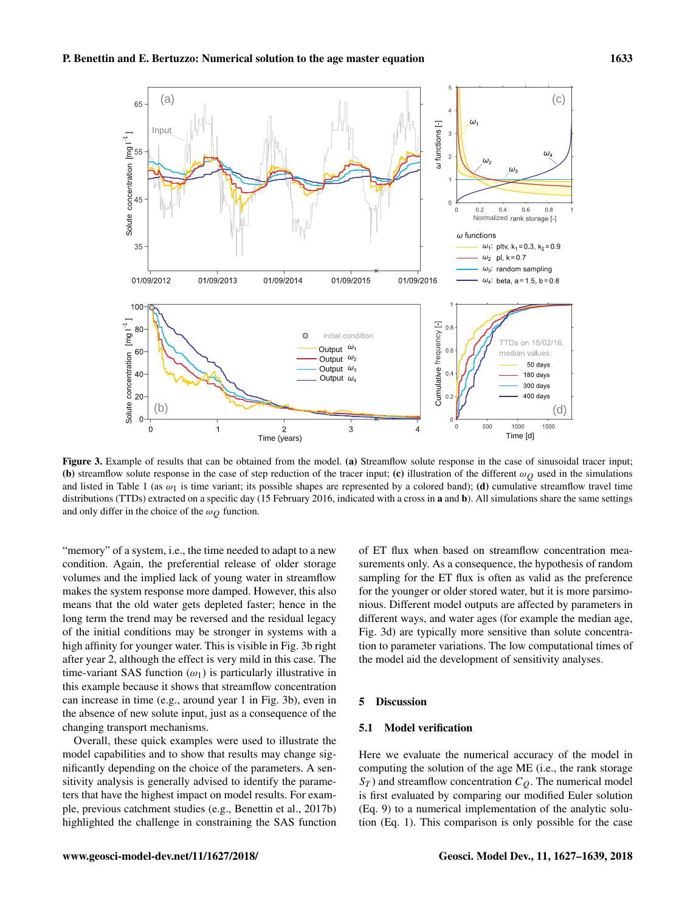**Figure 3.** Example of results that can be obtained from the model. **(a)** Streamflow solute response in the case of sinusoidal tracer input; **(b)** streamflow solute response in the case of step reduction of the tracer input; **(c)** illustration of the different $\omega_Q$ used in the simulations and listed in Table 1 (as $\omega_1$ is time variant; its possible shapes are represented by a colored band); **(d)** cumulative streamflow travel time distributions (TTDs) extracted on a specific day (15 February 2016, indicated with a cross in **a** and **b**). All simulations share the same settings and only differ in the choice of the $\omega_Q$ function.

"memory" of a system, i.e., the time needed to adapt to a new condition. Again, the preferential release of older storage volumes and the implied lack of young water in streamflow makes the system response more damped. However, this also means that the old water gets depleted faster; hence in the long term the trend may be reversed and the residual legacy of the initial conditions may be stronger in systems with a high affinity for younger water. This is visible in Fig. 3b right after year 2, although the effect is very mild in this case. The time-variant SAS function ($\omega_1$) is particularly illustrative in this example because it shows that streamflow concentration can increase in time (e.g., around year 1 in Fig. 3b), even in the absence of new solute input, just as a consequence of the changing transport mechanisms.

Overall, these quick examples were used to illustrate the model capabilities and to show that results may change significantly depending on the choice of the parameters. A sensitivity analysis is generally advised to identify the parameters that have the highest impact on model results. For example, previous catchment studies (e.g., Benettin et al., 2017b) highlighted the challenge in constraining the SAS function of ET flux when based on streamflow concentration measurements only. As a consequence, the hypothesis of random sampling for the ET flux is often as valid as the preference for the younger or older stored water, but it is more parsimonious. Different model outputs are affected by parameters in different ways, and water ages (for example the median age, Fig. 3d) are typically more sensitive than solute concentration to parameter variations. The low computational times of the model aid the development of sensitivity analyses.

## 5 Discussion

### 5.1 Model verification

Here we evaluate the numerical accuracy of the model in computing the solution of the age ME (i.e., the rank storage $S_T$) and streamflow concentration $C_Q$. The numerical model is first evaluated by comparing our modified Euler solution (Eq. 9) to a numerical implementation of the analytic solution (Eq. 1). This comparison is only possible for the case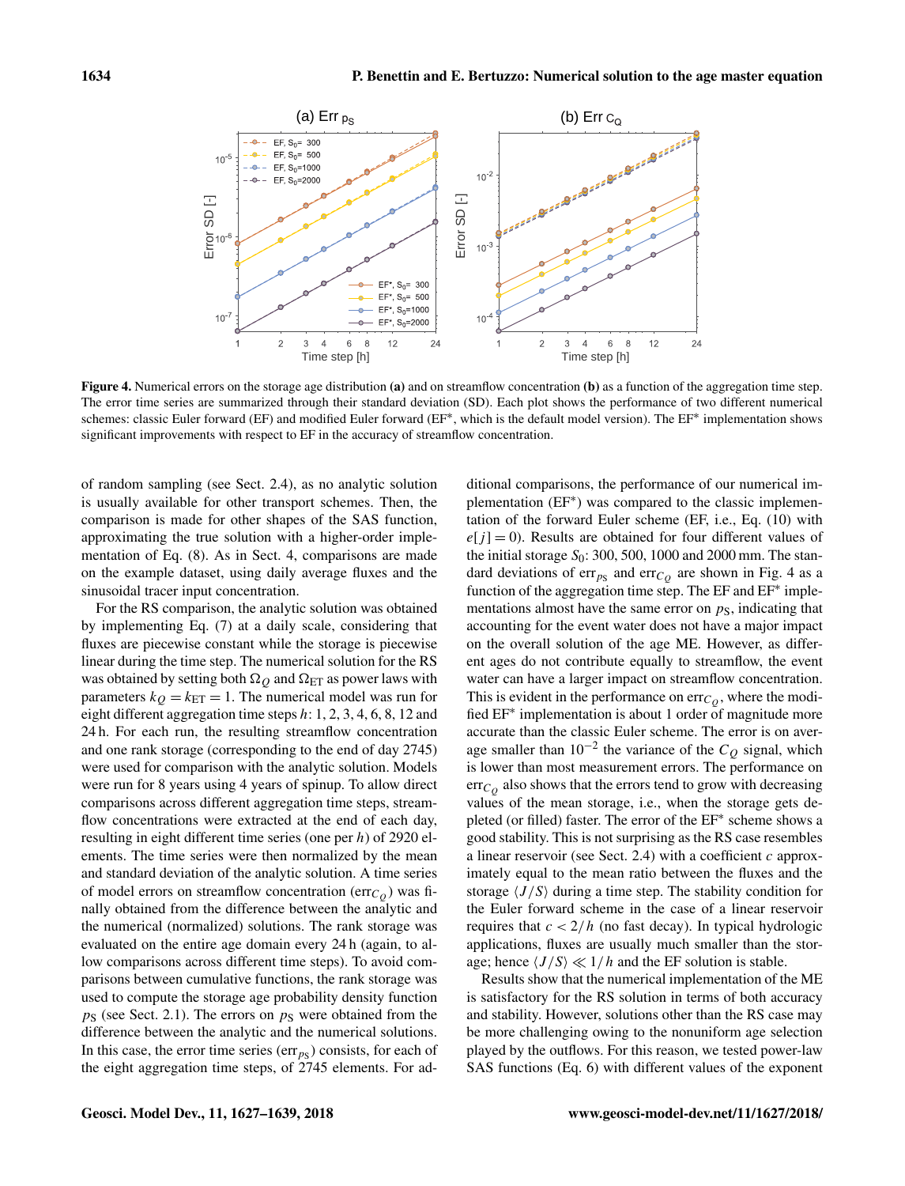**Figure 4.** Numerical errors on the storage age distribution **(a)** and on streamflow concentration **(b)** as a function of the aggregation time step. The error time series are summarized through their standard deviation (SD). Each plot shows the performance of two different numerical schemes: classic Euler forward (EF) and modified Euler forward (EF*, which is the default model version). The EF* implementation shows significant improvements with respect to EF in the accuracy of streamflow concentration.

of random sampling (see Sect. 2.4), as no analytic solution is usually available for other transport schemes. Then, the comparison is made for other shapes of the SAS function, approximating the true solution with a higher-order implementation of Eq. (8). As in Sect. 4, comparisons are made on the example dataset, using daily average fluxes and the sinusoidal tracer input concentration.

For the RS comparison, the analytic solution was obtained by implementing Eq. (7) at a daily scale, considering that fluxes are piecewise constant while the storage is piecewise linear during the time step. The numerical solution for the RS was obtained by setting both $\Omega_Q$ and $\Omega_{\mathrm{ET}}$ as power laws with parameters $k_Q = k_{\mathrm{ET}} = 1$. The numerical model was run for eight different aggregation time steps $h$: 1, 2, 3, 4, 6, 8, 12 and 24 h. For each run, the resulting streamflow concentration and one rank storage (corresponding to the end of day 2745) were used for comparison with the analytic solution. Models were run for 8 years using 4 years of spinup. To allow direct comparisons across different aggregation time steps, streamflow concentrations were extracted at the end of each day, resulting in eight different time series (one per $h$) of 2920 elements. The time series were then normalized by the mean and standard deviation of the analytic solution. A time series of model errors on streamflow concentration ($\mathrm{err}_{C_Q}$) was finally obtained from the difference between the analytic and the numerical (normalized) solutions. The rank storage was evaluated on the entire age domain every 24 h (again, to allow comparisons across different time steps). To avoid comparisons between cumulative functions, the rank storage was used to compute the storage age probability density function $p_{\mathrm{S}}$ (see Sect. 2.1). The errors on $p_{\mathrm{S}}$ were obtained from the difference between the analytic and the numerical solutions. In this case, the error time series ($\mathrm{err}_{p_{\mathrm{S}}}$) consists, for each of the eight aggregation time steps, of 2745 elements. For additional comparisons, the performance of our numerical implementation (EF*) was compared to the classic implementation of the forward Euler scheme (EF, i.e., Eq. (10) with $e[j] = 0$). Results are obtained for four different values of the initial storage $S_0$: 300, 500, 1000 and 2000 mm. The standard deviations of $\mathrm{err}_{p_{\mathrm{S}}}$ and $\mathrm{err}_{C_Q}$ are shown in Fig. 4 as a function of the aggregation time step. The EF and EF* implementations almost have the same error on $p_{\mathrm{S}}$, indicating that accounting for the event water does not have a major impact on the overall solution of the age ME. However, as different ages do not contribute equally to streamflow, the event water can have a larger impact on streamflow concentration. This is evident in the performance on $\mathrm{err}_{C_Q}$, where the modified EF* implementation is about 1 order of magnitude more accurate than the classic Euler scheme. The error is on average smaller than $10^{-2}$ the variance of the $C_Q$ signal, which is lower than most measurement errors. The performance on $\mathrm{err}_{C_Q}$ also shows that the errors tend to grow with decreasing values of the mean storage, i.e., when the storage gets depleted (or filled) faster. The error of the EF* scheme shows a good stability. This is not surprising as the RS case resembles a linear reservoir (see Sect. 2.4) with a coefficient $c$ approximately equal to the mean ratio between the fluxes and the storage $\langle J/S \rangle$ during a time step. The stability condition for the Euler forward scheme in the case of a linear reservoir requires that $c < 2/h$ (no fast decay). In typical hydrologic applications, fluxes are usually much smaller than the storage; hence $\langle J/S \rangle \ll 1/h$ and the EF solution is stable.

Results show that the numerical implementation of the ME is satisfactory for the RS solution in terms of both accuracy and stability. However, solutions other than the RS case may be more challenging owing to the nonuniform age selection played by the outflows. For this reason, we tested power-law SAS functions (Eq. 6) with different values of the exponent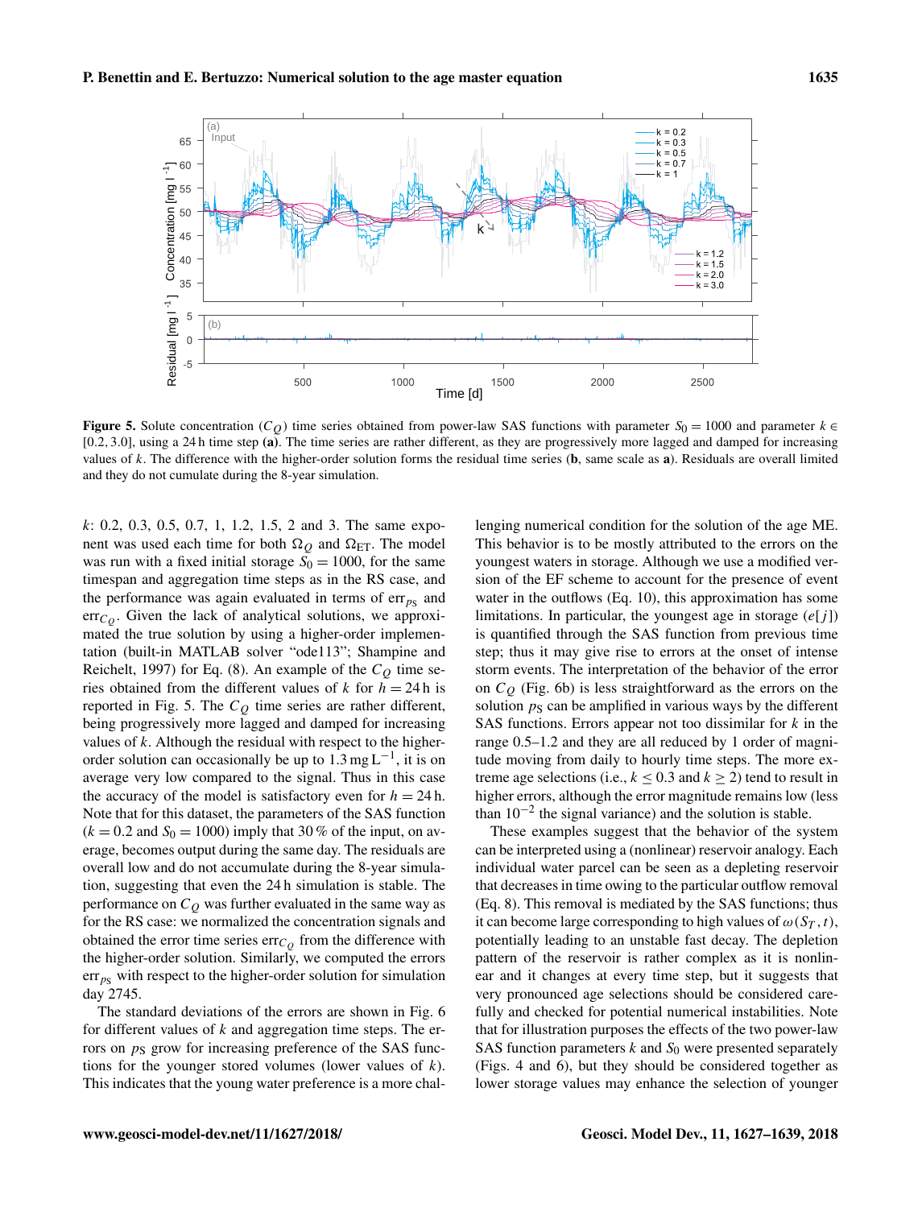**Figure 5.** Solute concentration ($C_Q$) time series obtained from power-law SAS functions with parameter $S_0 = 1000$ and parameter $k \in [0.2, 3.0]$, using a 24 h time step **(a)**. The time series are rather different, as they are progressively more lagged and damped for increasing values of $k$. The difference with the higher-order solution forms the residual time series (**b**, same scale as **a**). Residuals are overall limited and they do not cumulate during the 8-year simulation.

$k$: 0.2, 0.3, 0.5, 0.7, 1, 1.2, 1.5, 2 and 3. The same exponent was used each time for both $\Omega_Q$ and $\Omega_{ET}$. The model was run with a fixed initial storage $S_0 = 1000$, for the same timespan and aggregation time steps as in the RS case, and the performance was again evaluated in terms of $\text{err}_{p_S}$ and $\text{err}_{C_Q}$. Given the lack of analytical solutions, we approximated the true solution by using a higher-order implementation (built-in MATLAB solver "ode113"; Shampine and Reichelt, 1997) for Eq. (8). An example of the $C_Q$ time series obtained from the different values of $k$ for $h = 24$ h is reported in Fig. 5. The $C_Q$ time series are rather different, being progressively more lagged and damped for increasing values of $k$. Although the residual with respect to the higher-order solution can occasionally be up to 1.3 mg $\text{L}^{-1}$, it is on average very low compared to the signal. Thus in this case the accuracy of the model is satisfactory even for $h = 24$ h. Note that for this dataset, the parameters of the SAS function ($k = 0.2$ and $S_0 = 1000$) imply that 30 % of the input, on average, becomes output during the same day. The residuals are overall low and do not accumulate during the 8-year simulation, suggesting that even the 24 h simulation is stable. The performance on $C_Q$ was further evaluated in the same way as for the RS case: we normalized the concentration signals and obtained the error time series $\text{err}_{C_Q}$ from the difference with the higher-order solution. Similarly, we computed the errors $\text{err}_{p_S}$ with respect to the higher-order solution for simulation day 2745.

The standard deviations of the errors are shown in Fig. 6 for different values of $k$ and aggregation time steps. The errors on $p_S$ grow for increasing preference of the SAS functions for the younger stored volumes (lower values of $k$). This indicates that the young water preference is a more challenging numerical condition for the solution of the age ME. This behavior is to be mostly attributed to the errors on the youngest waters in storage. Although we use a modified version of the EF scheme to account for the presence of event water in the outflows (Eq. 10), this approximation has some limitations. In particular, the youngest age in storage ($e[j]$) is quantified through the SAS function from previous time step; thus it may give rise to errors at the onset of intense storm events. The interpretation of the behavior of the error on $C_Q$ (Fig. 6b) is less straightforward as the errors on the solution $p_S$ can be amplified in various ways by the different SAS functions. Errors appear not too dissimilar for $k$ in the range 0.5–1.2 and they are all reduced by 1 order of magnitude moving from daily to hourly time steps. The more extreme age selections (i.e., $k \leq 0.3$ and $k \geq 2$) tend to result in higher errors, although the error magnitude remains low (less than $10^{-2}$ the signal variance) and the solution is stable.

These examples suggest that the behavior of the system can be interpreted using a (nonlinear) reservoir analogy. Each individual water parcel can be seen as a depleting reservoir that decreases in time owing to the particular outflow removal (Eq. 8). This removal is mediated by the SAS functions; thus it can become large corresponding to high values of $\omega(S_T, t)$, potentially leading to an unstable fast decay. The depletion pattern of the reservoir is rather complex as it is nonlinear and it changes at every time step, but it suggests that very pronounced age selections should be considered carefully and checked for potential numerical instabilities. Note that for illustration purposes the effects of the two power-law SAS function parameters $k$ and $S_0$ were presented separately (Figs. 4 and 6), but they should be considered together as lower storage values may enhance the selection of younger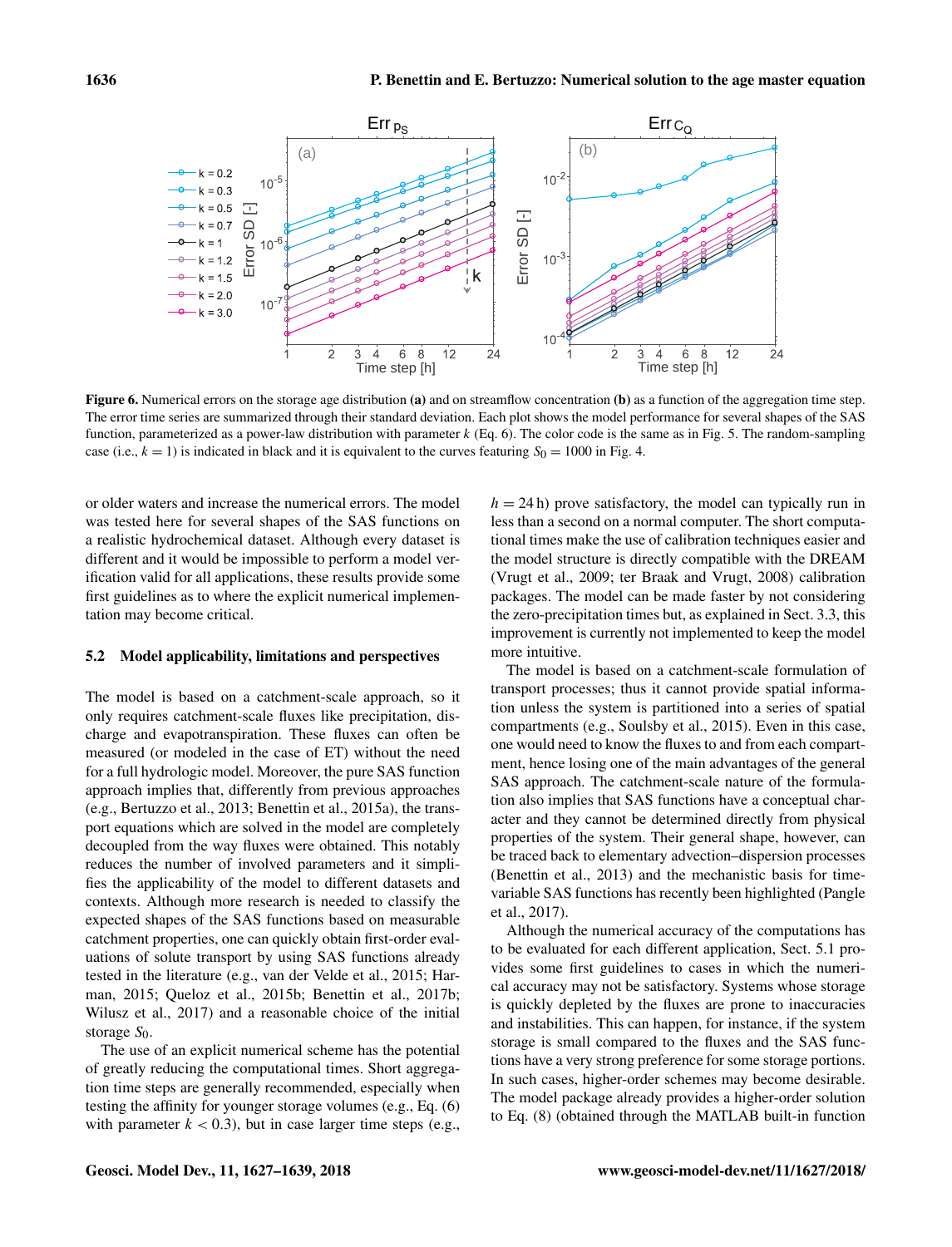**Figure 6.** Numerical errors on the storage age distribution **(a)** and on streamflow concentration **(b)** as a function of the aggregation time step. The error time series are summarized through their standard deviation. Each plot shows the model performance for several shapes of the SAS function, parameterized as a power-law distribution with parameter $k$ (Eq. 6). The color code is the same as in Fig. 5. The random-sampling case (i.e., $k = 1$) is indicated in black and it is equivalent to the curves featuring $S_0 = 1000$ in Fig. 4.

or older waters and increase the numerical errors. The model was tested here for several shapes of the SAS functions on a realistic hydrochemical dataset. Although every dataset is different and it would be impossible to perform a model verification valid for all applications, these results provide some first guidelines as to where the explicit numerical implementation may become critical.

### 5.2 Model applicability, limitations and perspectives

The model is based on a catchment-scale approach, so it only requires catchment-scale fluxes like precipitation, discharge and evapotranspiration. These fluxes can often be measured (or modeled in the case of ET) without the need for a full hydrologic model. Moreover, the pure SAS function approach implies that, differently from previous approaches (e.g., Bertuzzo et al., 2013; Benettin et al., 2015a), the transport equations which are solved in the model are completely decoupled from the way fluxes were obtained. This notably reduces the number of involved parameters and it simplifies the applicability of the model to different datasets and contexts. Although more research is needed to classify the expected shapes of the SAS functions based on measurable catchment properties, one can quickly obtain first-order evaluations of solute transport by using SAS functions already tested in the literature (e.g., van der Velde et al., 2015; Harman, 2015; Queloz et al., 2015b; Benettin et al., 2017b; Wilusz et al., 2017) and a reasonable choice of the initial storage $S_0$.

The use of an explicit numerical scheme has the potential of greatly reducing the computational times. Short aggregation time steps are generally recommended, especially when testing the affinity for younger storage volumes (e.g., Eq. (6) with parameter $k < 0.3$), but in case larger time steps (e.g., $h = 24$ h) prove satisfactory, the model can typically run in less than a second on a normal computer. The short computational times make the use of calibration techniques easier and the model structure is directly compatible with the DREAM (Vrugt et al., 2009; ter Braak and Vrugt, 2008) calibration packages. The model can be made faster by not considering the zero-precipitation times but, as explained in Sect. 3.3, this improvement is currently not implemented to keep the model more intuitive.

The model is based on a catchment-scale formulation of transport processes; thus it cannot provide spatial information unless the system is partitioned into a series of spatial compartments (e.g., Soulsby et al., 2015). Even in this case, one would need to know the fluxes to and from each compartment, hence losing one of the main advantages of the general SAS approach. The catchment-scale nature of the formulation also implies that SAS functions have a conceptual character and they cannot be determined directly from physical properties of the system. Their general shape, however, can be traced back to elementary advection–dispersion processes (Benettin et al., 2013) and the mechanistic basis for time-variable SAS functions has recently been highlighted (Pangle et al., 2017).

Although the numerical accuracy of the computations has to be evaluated for each different application, Sect. 5.1 provides some first guidelines to cases in which the numerical accuracy may not be satisfactory. Systems whose storage is quickly depleted by the fluxes are prone to inaccuracies and instabilities. This can happen, for instance, if the system storage is small compared to the fluxes and the SAS functions have a very strong preference for some storage portions. In such cases, higher-order schemes may become desirable. The model package already provides a higher-order solution to Eq. (8) (obtained through the MATLAB built-in function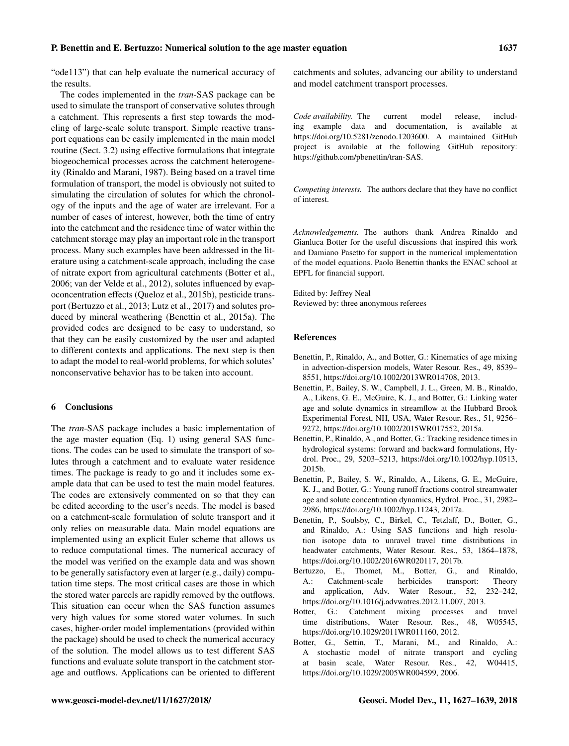"ode113") that can help evaluate the numerical accuracy of the results.

The codes implemented in the *tran*-SAS package can be used to simulate the transport of conservative solutes through a catchment. This represents a first step towards the modeling of large-scale solute transport. Simple reactive transport equations can be easily implemented in the main model routine (Sect. 3.2) using effective formulations that integrate biogeochemical processes across the catchment heterogeneity (Rinaldo and Marani, 1987). Being based on a travel time formulation of transport, the model is obviously not suited to simulating the circulation of solutes for which the chronology of the inputs and the age of water are irrelevant. For a number of cases of interest, however, both the time of entry into the catchment and the residence time of water within the catchment storage may play an important role in the transport process. Many such examples have been addressed in the literature using a catchment-scale approach, including the case of nitrate export from agricultural catchments (Botter et al., 2006; van der Velde et al., 2012), solutes influenced by evapoconcentration effects (Queloz et al., 2015b), pesticide transport (Bertuzzo et al., 2013; Lutz et al., 2017) and solutes produced by mineral weathering (Benettin et al., 2015a). The provided codes are designed to be easy to understand, so that they can be easily customized by the user and adapted to different contexts and applications. The next step is then to adapt the model to real-world problems, for which solutes' nonconservative behavior has to be taken into account.

## 6 Conclusions

The *tran*-SAS package includes a basic implementation of the age master equation (Eq. 1) using general SAS functions. The codes can be used to simulate the transport of solutes through a catchment and to evaluate water residence times. The package is ready to go and it includes some example data that can be used to test the main model features. The codes are extensively commented on so that they can be edited according to the user's needs. The model is based on a catchment-scale formulation of solute transport and it only relies on measurable data. Main model equations are implemented using an explicit Euler scheme that allows us to reduce computational times. The numerical accuracy of the model was verified on the example data and was shown to be generally satisfactory even at larger (e.g., daily) computation time steps. The most critical cases are those in which the stored water parcels are rapidly removed by the outflows. This situation can occur when the SAS function assumes very high values for some stored water volumes. In such cases, higher-order model implementations (provided within the package) should be used to check the numerical accuracy of the solution. The model allows us to test different SAS functions and evaluate solute transport in the catchment storage and outflows. Applications can be oriented to different catchments and solutes, advancing our ability to understand and model catchment transport processes.

*Code availability.* The current model release, including example data and documentation, is available at https://doi.org/10.5281/zenodo.1203600. A maintained GitHub project is available at the following GitHub repository: https://github.com/pbenettin/tran-SAS.

*Competing interests.* The authors declare that they have no conflict of interest.

*Acknowledgements.* The authors thank Andrea Rinaldo and Gianluca Botter for the useful discussions that inspired this work and Damiano Pasetto for support in the numerical implementation of the model equations. Paolo Benettin thanks the ENAC school at EPFL for financial support.

Edited by: Jeffrey Neal
Reviewed by: three anonymous referees

## References

Benettin, P., Rinaldo, A., and Botter, G.: Kinematics of age mixing in advection-dispersion models, Water Resour. Res., 49, 8539–8551, https://doi.org/10.1002/2013WR014708, 2013.

Benettin, P., Bailey, S. W., Campbell, J. L., Green, M. B., Rinaldo, A., Likens, G. E., McGuire, K. J., and Botter, G.: Linking water age and solute dynamics in streamflow at the Hubbard Brook Experimental Forest, NH, USA, Water Resour. Res., 51, 9256–9272, https://doi.org/10.1002/2015WR017552, 2015a.

Benettin, P., Rinaldo, A., and Botter, G.: Tracking residence times in hydrological systems: forward and backward formulations, Hydrol. Proc., 29, 5203–5213, https://doi.org/10.1002/hyp.10513, 2015b.

Benettin, P., Bailey, S. W., Rinaldo, A., Likens, G. E., McGuire, K. J., and Botter, G.: Young runoff fractions control streamwater age and solute concentration dynamics, Hydrol. Proc., 31, 2982–2986, https://doi.org/10.1002/hyp.11243, 2017a.

Benettin, P., Soulsby, C., Birkel, C., Tetzlaff, D., Botter, G., and Rinaldo, A.: Using SAS functions and high resolution isotope data to unravel travel time distributions in headwater catchments, Water Resour. Res., 53, 1864–1878, https://doi.org/10.1002/2016WR020117, 2017b.

Bertuzzo, E., Thomet, M., Botter, G., and Rinaldo, A.: Catchment-scale herbicides transport: Theory and application, Adv. Water Resour., 52, 232–242, https://doi.org/10.1016/j.advwatres.2012.11.007, 2013.

Botter, G.: Catchment mixing processes and travel time distributions, Water Resour. Res., 48, W05545, https://doi.org/10.1029/2011WR011160, 2012.

Botter, G., Settin, T., Marani, M., and Rinaldo, A.: A stochastic model of nitrate transport and cycling at basin scale, Water Resour. Res., 42, W04415, https://doi.org/10.1029/2005WR004599, 2006.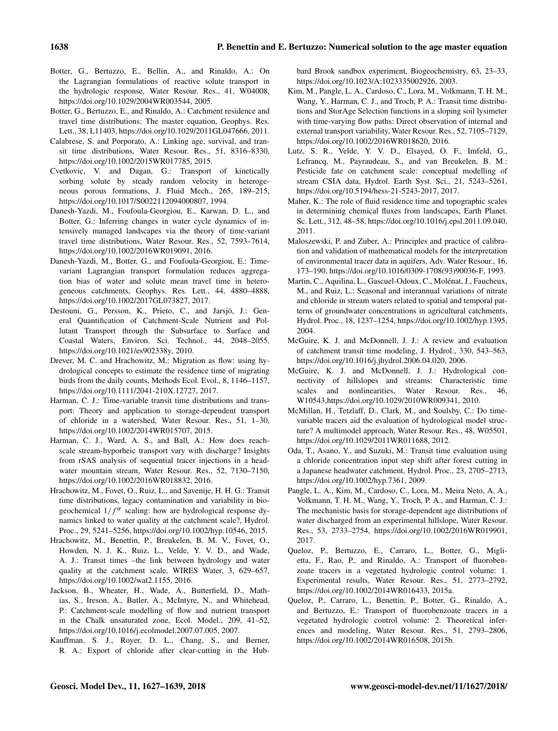Botter, G., Bertuzzo, E., Bellin, A., and Rinaldo, A.: On the Lagrangian formulations of reactive solute transport in the hydrologic response, Water Resour. Res., 41, W04008, https://doi.org/10.1029/2004WR003544, 2005.

Botter, G., Bertuzzo, E., and Rinaldo, A.: Catchment residence and travel time distributions: The master equation, Geophys. Res. Lett., 38, L11403, https://doi.org/10.1029/2011GL047666, 2011.

Calabrese, S. and Porporato, A.: Linking age, survival, and transit time distributions, Water Resour. Res., 51, 8316–8330, https://doi.org/10.1002/2015WR017785, 2015.

Cvetkovic, V. and Dagan, G.: Transport of kinetically sorbing solute by steady random velocity in heterogeneous porous formations, J. Fluid Mech., 265, 189–215, https://doi.org/10.1017/S0022112094000807, 1994.

Danesh-Yazdi, M., Foufoula-Georgiou, E., Karwan, D. L., and Botter, G.: Inferring changes in water cycle dynamics of intensively managed landscapes via the theory of time-variant travel time distributions, Water Resour. Res., 52, 7593–7614, https://doi.org/10.1002/2016WR019091, 2016.

Danesh-Yazdi, M., Botter, G., and Foufoula-Georgiou, E.: Time-variant Lagrangian transport formulation reduces aggregation bias of water and solute mean travel time in heterogeneous catchments, Geophys. Res. Lett., 44, 4880–4888, https://doi.org/10.1002/2017GL073827, 2017.

Destouni, G., Persson, K., Prieto, C., and Jarsjö, J.: General Quantification of Catchment-Scale Nutrient and Pollutant Transport through the Subsurface to Surface and Coastal Waters, Environ. Sci. Technol., 44, 2048–2055, https://doi.org/10.1021/es902338y, 2010.

Drever, M. C. and Hrachowitz, M.: Migration as flow: using hydrological concepts to estimate the residence time of migrating birds from the daily counts, Methods Ecol. Evol., 8, 1146–1157, https://doi.org/10.1111/2041-210X.12727, 2017.

Harman, C. J.: Time-variable transit time distributions and transport: Theory and application to storage-dependent transport of chloride in a watershed, Water Resour. Res., 51, 1–30, https://doi.org/10.1002/2014WR015707, 2015.

Harman, C. J., Ward, A. S., and Ball, A.: How does reach-scale stream-hyporheic transport vary with discharge? Insights from rSAS analysis of sequential tracer injections in a headwater mountain stream, Water Resour. Res., 52, 7130–7150, https://doi.org/10.1002/2016WR018832, 2016.

Hrachowitz, M., Fovet, O., Ruiz, L., and Savenije, H. H. G.: Transit time distributions, legacy contamination and variability in biogeochemical $1/f^{\alpha}$ scaling: how are hydrological response dynamics linked to water quality at the catchment scale?, Hydrol. Proc., 29, 5241–5256, https://doi.org/10.1002/hyp.10546, 2015.

Hrachowitz, M., Benettin, P., Breukelen, B. M. V., Fovet, O., Howden, N. J. K., Ruiz, L., Velde, Y. V. D., and Wade, A. J.: Transit times –the link between hydrology and water quality at the catchment scale, WIRES Water, 3, 629–657, https://doi.org/10.1002/wat2.1155, 2016.

Jackson, B., Wheater, H., Wade, A., Butterfield, D., Mathias, S., Ireson, A., Butler, A., McIntyre, N., and Whitehead, P.: Catchment-scale modelling of flow and nutrient transport in the Chalk unsaturated zone, Ecol. Model., 209, 41–52, https://doi.org/10.1016/j.ecolmodel.2007.07.005, 2007.

Kauffman, S. J., Royer, D. L., Chang, S., and Berner, R. A.: Export of chloride after clear-cutting in the Hubbard Brook sandbox experiment, Biogeochemistry, 63, 23–33, https://doi.org/10.1023/A:1023335002926, 2003.

Kim, M., Pangle, L. A., Cardoso, C., Lora, M., Volkmann, T. H. M., Wang, Y., Harman, C. J., and Troch, P. A.: Transit time distributions and StorAge Selection functions in a sloping soil lysimeter with time-varying flow paths: Direct observation of internal and external transport variability, Water Resour. Res., 52, 7105–7129, https://doi.org/10.1002/2016WR018620, 2016.

Lutz, S. R., Velde, Y. V. D., Elsayed, O. F., Imfeld, G., Lefrancq, M., Payraudeau, S., and van Breukelen, B. M.: Pesticide fate on catchment scale: conceptual modelling of stream CSIA data, Hydrol. Earth Syst. Sci., 21, 5243–5261, https://doi.org/10.5194/hess-21-5243-2017, 2017.

Maher, K.: The role of fluid residence time and topographic scales in determining chemical fluxes from landscapes, Earth Planet. Sc. Lett., 312, 48–58, https://doi.org/10.1016/j.epsl.2011.09.040, 2011.

Maloszewski, P. and Zuber, A.: Principles and practice of calibration and validation of mathematical models for the interpretation of environmental tracer data in aquifers, Adv. Water Resour., 16, 173–190, https://doi.org/10.1016/0309-1708(93)90036-F, 1993.

Martin, C., Aquilina, L., Gascuel-Odoux, C., Molénat, J., Faucheux, M., and Ruiz, L.: Seasonal and interannual variations of nitrate and chloride in stream waters related to spatial and temporal patterns of groundwater concentrations in agricultural catchments, Hydrol. Proc., 18, 1237–1254, https://doi.org/10.1002/hyp.1395, 2004.

McGuire, K. J. and McDonnell, J. J.: A review and evaluation of catchment transit time modeling, J. Hydrol., 330, 543–563, https://doi.org/10.1016/j.jhydrol.2006.04.020, 2006.

McGuire, K. J. and McDonnell, J. J.: Hydrological connectivity of hillslopes and streams: Characteristic time scales and nonlinearities, Water Resour. Res., 46, W10543,https://doi.org/10.1029/2010WR009341, 2010.

McMillan, H., Tetzlaff, D., Clark, M., and Soulsby, C.: Do time-variable tracers aid the evaluation of hydrological model structure? A multimodel approach, Water Resour. Res., 48, W05501, https://doi.org/10.1029/2011WR011688, 2012.

Oda, T., Asano, Y., and Suzuki, M.: Transit time evaluation using a chloride concentration input step shift after forest cutting in a Japanese headwater catchment, Hydrol. Proc., 23, 2705–2713, https://doi.org/10.1002/hyp.7361, 2009.

Pangle, L. A., Kim, M., Cardoso, C., Lora, M., Meira Neto, A. A., Volkmann, T. H. M., Wang, Y., Troch, P. A., and Harman, C. J.: The mechanistic basis for storage-dependent age distributions of water discharged from an experimental hillslope, Water Resour. Res., 53, 2733–2754, https://doi.org/10.1002/2016WR019901, 2017.

Queloz, P., Bertuzzo, E., Carraro, L., Botter, G., Miglietta, F., Rao, P., and Rinaldo, A.: Transport of fluorobenzoate tracers in a vegetated hydrologic control volume: 1. Experimental results, Water Resour. Res., 51, 2773–2792, https://doi.org/10.1002/2014WR016433, 2015a.

Queloz, P., Carraro, L., Benettin, P., Botter, G., Rinaldo, A., and Bertuzzo, E.: Transport of fluorobenzoate tracers in a vegetated hydrologic control volume: 2. Theoretical inferences and modeling, Water Resour. Res., 51, 2793–2806, https://doi.org/10.1002/2014WR016508, 2015b.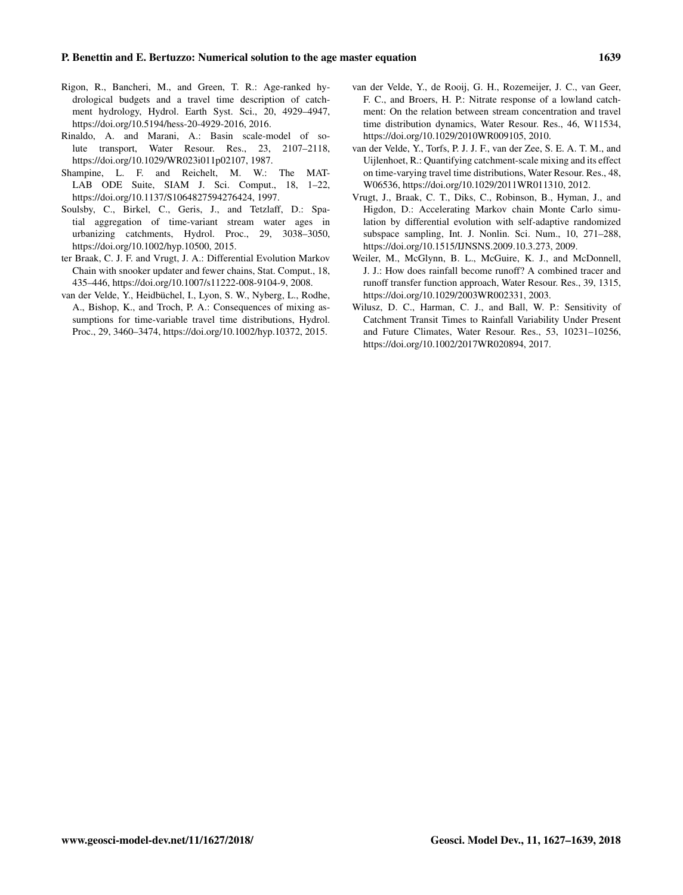Rigon, R., Bancheri, M., and Green, T. R.: Age-ranked hydrological budgets and a travel time description of catchment hydrology, Hydrol. Earth Syst. Sci., 20, 4929–4947, https://doi.org/10.5194/hess-20-4929-2016, 2016.

Rinaldo, A. and Marani, A.: Basin scale-model of solute transport, Water Resour. Res., 23, 2107–2118, https://doi.org/10.1029/WR023i011p02107, 1987.

Shampine, L. F. and Reichelt, M. W.: The MATLAB ODE Suite, SIAM J. Sci. Comput., 18, 1–22, https://doi.org/10.1137/S1064827594276424, 1997.

Soulsby, C., Birkel, C., Geris, J., and Tetzlaff, D.: Spatial aggregation of time-variant stream water ages in urbanizing catchments, Hydrol. Proc., 29, 3038–3050, https://doi.org/10.1002/hyp.10500, 2015.

ter Braak, C. J. F. and Vrugt, J. A.: Differential Evolution Markov Chain with snooker updater and fewer chains, Stat. Comput., 18, 435–446, https://doi.org/10.1007/s11222-008-9104-9, 2008.

van der Velde, Y., Heidbüchel, I., Lyon, S. W., Nyberg, L., Rodhe, A., Bishop, K., and Troch, P. A.: Consequences of mixing assumptions for time-variable travel time distributions, Hydrol. Proc., 29, 3460–3474, https://doi.org/10.1002/hyp.10372, 2015.

van der Velde, Y., de Rooij, G. H., Rozemeijer, J. C., van Geer, F. C., and Broers, H. P.: Nitrate response of a lowland catchment: On the relation between stream concentration and travel time distribution dynamics, Water Resour. Res., 46, W11534, https://doi.org/10.1029/2010WR009105, 2010.

van der Velde, Y., Torfs, P. J. J. F., van der Zee, S. E. A. T. M., and Uijlenhoet, R.: Quantifying catchment-scale mixing and its effect on time-varying travel time distributions, Water Resour. Res., 48, W06536, https://doi.org/10.1029/2011WR011310, 2012.

Vrugt, J., Braak, C. T., Diks, C., Robinson, B., Hyman, J., and Higdon, D.: Accelerating Markov chain Monte Carlo simulation by differential evolution with self-adaptive randomized subspace sampling, Int. J. Nonlin. Sci. Num., 10, 271–288, https://doi.org/10.1515/IJNSNS.2009.10.3.273, 2009.

Weiler, M., McGlynn, B. L., McGuire, K. J., and McDonnell, J. J.: How does rainfall become runoff? A combined tracer and runoff transfer function approach, Water Resour. Res., 39, 1315, https://doi.org/10.1029/2003WR002331, 2003.

Wilusz, D. C., Harman, C. J., and Ball, W. P.: Sensitivity of Catchment Transit Times to Rainfall Variability Under Present and Future Climates, Water Resour. Res., 53, 10231–10256, https://doi.org/10.1002/2017WR020894, 2017.